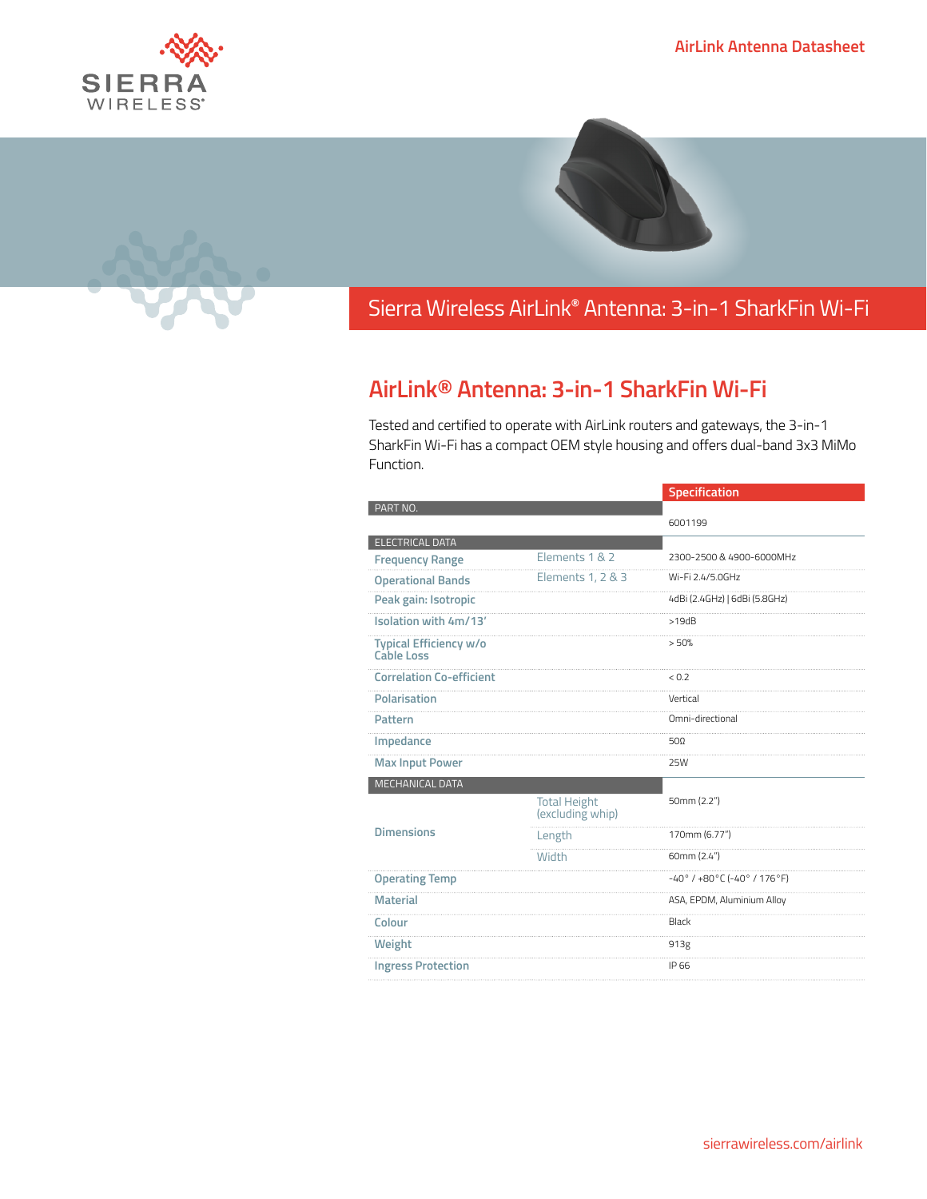AirLink Antenna Datasheet

# Sierra Wireless AirLink® Antenna: 3-in-1 SharkFin Wi-Fi

## AirLink® Antenna: 3-in-1 SharkFin Wi-Fi

Tested and certified to operate with AirLink routers and gateways, the 3-in-1 SharkFin Wi-Fi has a compact OEM style housing and offers dual-band 3x3 MiMo Function.

| | | Specification |
|---|---|---|
| **PART NO.** | | |
| | | 6001199 |
| **ELECTRICAL DATA** | | |
| Frequency Range | Elements 1 & 2 | 2300-2500 & 4900-6000MHz |
| Operational Bands | Elements 1, 2 & 3 | Wi-Fi 2.4/5.0GHz |
| Peak gain: Isotropic | | 4dBi (2.4GHz) \| 6dBi (5.8GHz) |
| Isolation with 4m/13' | | >19dB |
| Typical Efficiency w/o Cable Loss | | > 50% |
| Correlation Co-efficient | | < 0.2 |
| Polarisation | | Vertical |
| Pattern | | Omni-directional |
| Impedance | | 50Ω |
| Max Input Power | | 25W |
| **MECHANICAL DATA** | | |
| Dimensions | Total Height (excluding whip) | 50mm (2.2") |
| | Length | 170mm (6.77") |
| | Width | 60mm (2.4") |
| Operating Temp | | -40° / +80°C (-40° / 176°F) |
| Material | | ASA, EPDM, Aluminium Alloy |
| Colour | | Black |
| Weight | | 913g |
| Ingress Protection | | IP 66 |

sierrawireless.com/airlink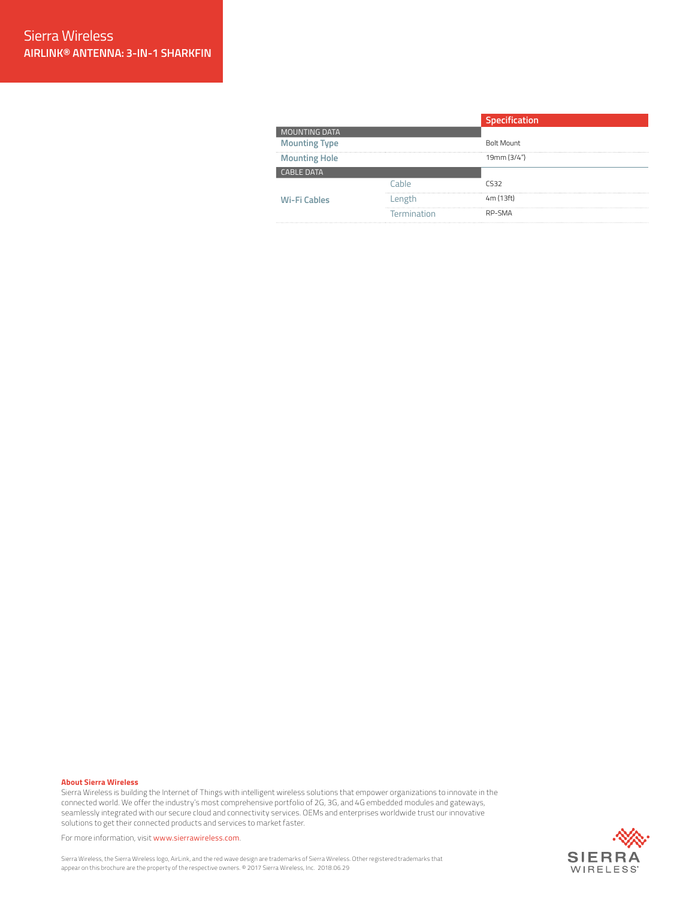# Sierra Wireless
## AIRLINK® ANTENNA: 3-IN-1 SHARKFIN

| | | Specification |
|---|---|---|
| MOUNTING DATA | | |
| Mounting Type | | Bolt Mount |
| Mounting Hole | | 19mm (3/4") |
| CABLE DATA | | |
| Wi-Fi Cables | Cable | CS32 |
| | Length | 4m (13ft) |
| | Termination | RP-SMA |

**About Sierra Wireless**

Sierra Wireless is building the Internet of Things with intelligent wireless solutions that empower organizations to innovate in the connected world. We offer the industry's most comprehensive portfolio of 2G, 3G, and 4G embedded modules and gateways, seamlessly integrated with our secure cloud and connectivity services. OEMs and enterprises worldwide trust our innovative solutions to get their connected products and services to market faster.

For more information, visit www.sierrawireless.com.

Sierra Wireless, the Sierra Wireless logo, AirLink, and the red wave design are trademarks of Sierra Wireless. Other registered trademarks that appear on this brochure are the property of the respective owners. © 2017 Sierra Wireless, Inc. 2018.06.29

SIERRA WIRELESS